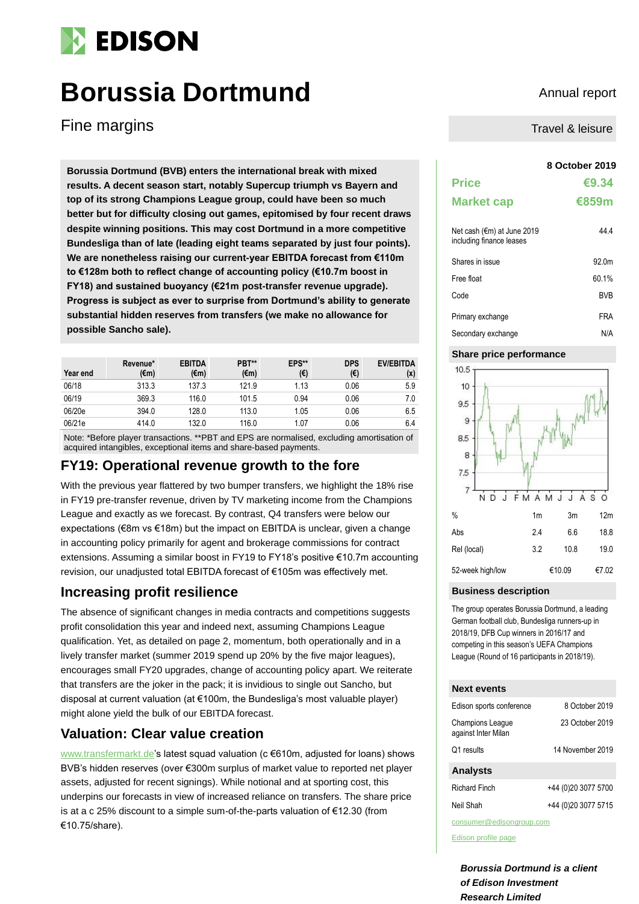# Borussia Dortmund

Annual report

## Fine margins

Travel & leisure

**Borussia Dortmund (BVB) enters the international break with mixed results. A decent season start, notably Supercup triumph vs Bayern and top of its strong Champions League group, could have been so much better but for difficulty closing out games, epitomised by four recent draws despite winning positions. This may cost Dortmund in a more competitive Bundesliga than of late (leading eight teams separated by just four points). We are nonetheless raising our current-year EBITDA forecast from €110m to €128m both to reflect change of accounting policy (€10.7m boost in FY18) and sustained buoyancy (€21m post-transfer revenue upgrade). Progress is subject as ever to surprise from Dortmund's ability to generate substantial hidden reserves from transfers (we make no allowance for possible Sancho sale).**

| Year end | Revenue* (€m) | EBITDA (€m) | PBT** (€m) | EPS** (€) | DPS (€) | EV/EBITDA (x) |
|---|---|---|---|---|---|---|
| 06/18 | 313.3 | 137.3 | 121.9 | 1.13 | 0.06 | 5.9 |
| 06/19 | 369.3 | 116.0 | 101.5 | 0.94 | 0.06 | 7.0 |
| 06/20e | 394.0 | 128.0 | 113.0 | 1.05 | 0.06 | 6.5 |
| 06/21e | 414.0 | 132.0 | 116.0 | 1.07 | 0.06 | 6.4 |

Note: *Before player transactions. **PBT and EPS are normalised, excluding amortisation of acquired intangibles, exceptional items and share-based payments.

## FY19: Operational revenue growth to the fore

With the previous year flattered by two bumper transfers, we highlight the 18% rise in FY19 pre-transfer revenue, driven by TV marketing income from the Champions League and exactly as we forecast. By contrast, Q4 transfers were below our expectations (€8m vs €18m) but the impact on EBITDA is unclear, given a change in accounting policy primarily for agent and brokerage commissions for contract extensions. Assuming a similar boost in FY19 to FY18's positive €10.7m accounting revision, our unadjusted total EBITDA forecast of €105m was effectively met.

## Increasing profit resilience

The absence of significant changes in media contracts and competitions suggests profit consolidation this year and indeed next, assuming Champions League qualification. Yet, as detailed on page 2, momentum, both operationally and in a lively transfer market (summer 2019 spend up 20% by the five major leagues), encourages small FY20 upgrades, change of accounting policy apart. We reiterate that transfers are the joker in the pack; it is invidious to single out Sancho, but disposal at current valuation (at €100m, the Bundesliga's most valuable player) might alone yield the bulk of our EBITDA forecast.

## Valuation: Clear value creation

www.transfermarkt.de's latest squad valuation (c €610m, adjusted for loans) shows BVB's hidden reserves (over €300m surplus of market value to reported net player assets, adjusted for recent signings). While notional and at sporting cost, this underpins our forecasts in view of increased reliance on transfers. The share price is at a c 25% discount to a simple sum-of-the-parts valuation of €12.30 (from €10.75/share).

**8 October 2019**

| | |
|---|---|
| **Price** | **€9.34** |
| **Market cap** | **€859m** |

| | |
|---|---|
| Net cash (€m) at June 2019 including finance leases | 44.4 |
| Shares in issue | 92.0m |
| Free float | 60.1% |
| Code | BVB |
| Primary exchange | FRA |
| Secondary exchange | N/A |

### Share price performance

| % | 1m | 3m | 12m |
|---|---|---|---|
| Abs | 2.4 | 6.6 | 18.8 |
| Rel (local) | 3.2 | 10.8 | 19.0 |
| 52-week high/low | | €10.09 | €7.02 |

### Business description

The group operates Borussia Dortmund, a leading German football club, Bundesliga runners-up in 2018/19, DFB Cup winners in 2016/17 and competing in this season's UEFA Champions League (Round of 16 participants in 2018/19).

### Next events

| | |
|---|---|
| Edison sports conference | 8 October 2019 |
| Champions League against Inter Milan | 23 October 2019 |
| Q1 results | 14 November 2019 |

### Analysts

| | |
|---|---|
| Richard Finch | +44 (0)20 3077 5700 |
| Neil Shah | +44 (0)20 3077 5715 |

consumer@edisongroup.com

Edison profile page

***Borussia Dortmund is a client of Edison Investment Research Limited***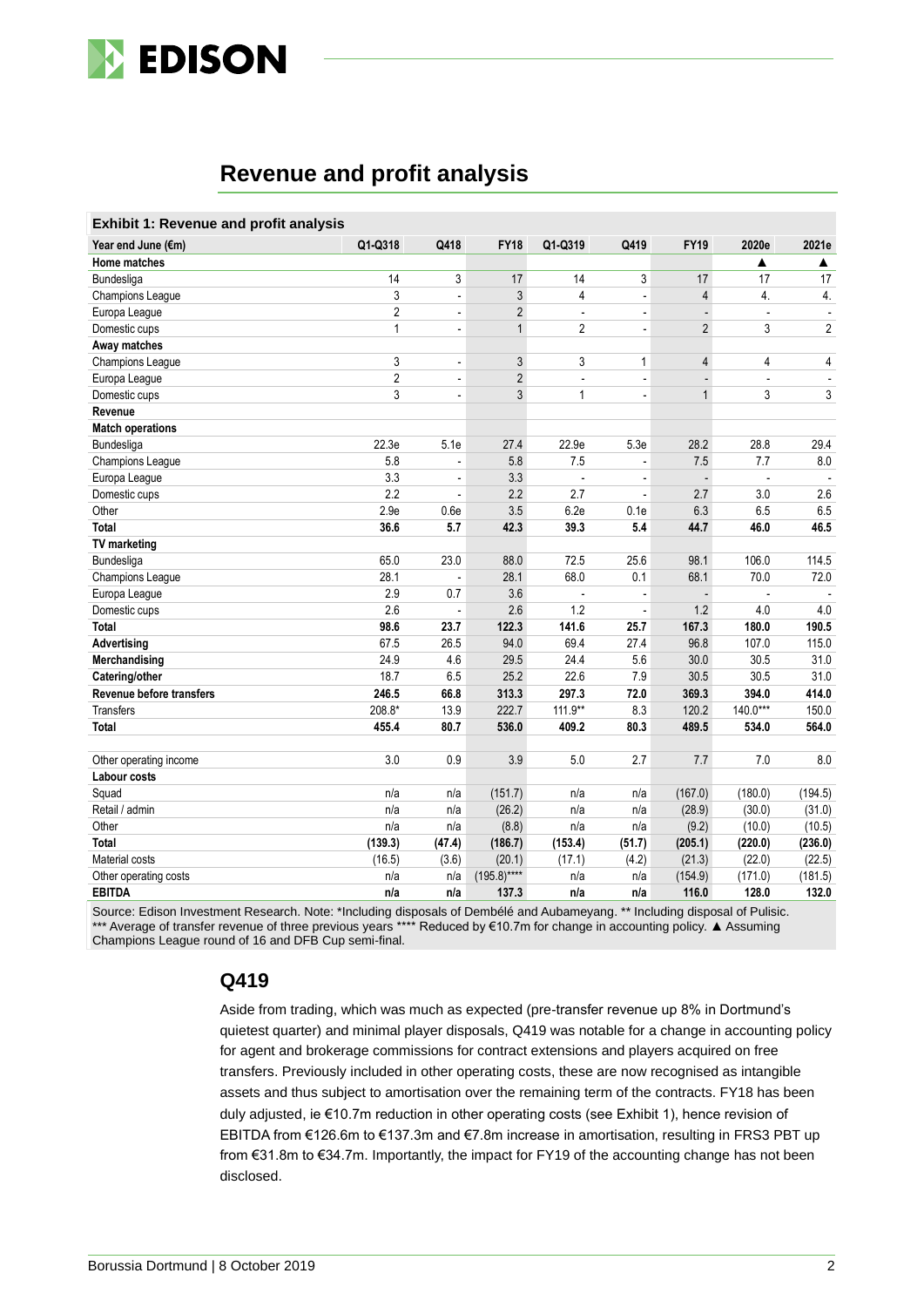## Revenue and profit analysis

**Exhibit 1: Revenue and profit analysis**

| Year end June (€m) | Q1-Q318 | Q418 | FY18 | Q1-Q319 | Q419 | FY19 | 2020e | 2021e |
|---|---|---|---|---|---|---|---|---|
| **Home matches** | | | | | | | ▲ | ▲ |
| Bundesliga | 14 | 3 | 17 | 14 | 3 | 17 | 17 | 17 |
| Champions League | 3 | - | 3 | 4 | - | 4 | 4. | 4. |
| Europa League | 2 | - | 2 | - | - | - | - | - |
| Domestic cups | 1 | - | 1 | 2 | - | 2 | 3 | 2 |
| **Away matches** | | | | | | | | |
| Champions League | 3 | - | 3 | 3 | 1 | 4 | 4 | 4 |
| Europa League | 2 | - | 2 | - | - | - | - | - |
| Domestic cups | 3 | - | 3 | 1 | - | 1 | 3 | 3 |
| **Revenue** | | | | | | | | |
| **Match operations** | | | | | | | | |
| Bundesliga | 22.3e | 5.1e | 27.4 | 22.9e | 5.3e | 28.2 | 28.8 | 29.4 |
| Champions League | 5.8 | - | 5.8 | 7.5 | - | 7.5 | 7.7 | 8.0 |
| Europa League | 3.3 | - | 3.3 | - | - | - | - | - |
| Domestic cups | 2.2 | - | 2.2 | 2.7 | - | 2.7 | 3.0 | 2.6 |
| Other | 2.9e | 0.6e | 3.5 | 6.2e | 0.1e | 6.3 | 6.5 | 6.5 |
| **Total** | **36.6** | **5.7** | **42.3** | **39.3** | **5.4** | **44.7** | **46.0** | **46.5** |
| **TV marketing** | | | | | | | | |
| Bundesliga | 65.0 | 23.0 | 88.0 | 72.5 | 25.6 | 98.1 | 106.0 | 114.5 |
| Champions League | 28.1 | - | 28.1 | 68.0 | 0.1 | 68.1 | 70.0 | 72.0 |
| Europa League | 2.9 | 0.7 | 3.6 | - | - | - | - | - |
| Domestic cups | 2.6 | - | 2.6 | 1.2 | - | 1.2 | 4.0 | 4.0 |
| **Total** | **98.6** | **23.7** | **122.3** | **141.6** | **25.7** | **167.3** | **180.0** | **190.5** |
| **Advertising** | 67.5 | 26.5 | 94.0 | 69.4 | 27.4 | 96.8 | 107.0 | 115.0 |
| **Merchandising** | 24.9 | 4.6 | 29.5 | 24.4 | 5.6 | 30.0 | 30.5 | 31.0 |
| **Catering/other** | 18.7 | 6.5 | 25.2 | 22.6 | 7.9 | 30.5 | 30.5 | 31.0 |
| **Revenue before transfers** | **246.5** | **66.8** | **313.3** | **297.3** | **72.0** | **369.3** | **394.0** | **414.0** |
| Transfers | 208.8* | 13.9 | 222.7 | 111.9** | 8.3 | 120.2 | 140.0*** | 150.0 |
| **Total** | **455.4** | **80.7** | **536.0** | **409.2** | **80.3** | **489.5** | **534.0** | **564.0** |
| | | | | | | | | |
| Other operating income | 3.0 | 0.9 | 3.9 | 5.0 | 2.7 | 7.7 | 7.0 | 8.0 |
| **Labour costs** | | | | | | | | |
| Squad | n/a | n/a | (151.7) | n/a | n/a | (167.0) | (180.0) | (194.5) |
| Retail / admin | n/a | n/a | (26.2) | n/a | n/a | (28.9) | (30.0) | (31.0) |
| Other | n/a | n/a | (8.8) | n/a | n/a | (9.2) | (10.0) | (10.5) |
| **Total** | **(139.3)** | **(47.4)** | **(186.7)** | **(153.4)** | **(51.7)** | **(205.1)** | **(220.0)** | **(236.0)** |
| Material costs | (16.5) | (3.6) | (20.1) | (17.1) | (4.2) | (21.3) | (22.0) | (22.5) |
| Other operating costs | n/a | n/a | (195.8)**** | n/a | n/a | (154.9) | (171.0) | (181.5) |
| **EBITDA** | **n/a** | **n/a** | **137.3** | **n/a** | **n/a** | **116.0** | **128.0** | **132.0** |

Source: Edison Investment Research. Note: *Including disposals of Dembélé and Aubameyang. ** Including disposal of Pulisic. *** Average of transfer revenue of three previous years **** Reduced by €10.7m for change in accounting policy. ▲ Assuming Champions League round of 16 and DFB Cup semi-final.

### Q419

Aside from trading, which was much as expected (pre-transfer revenue up 8% in Dortmund's quietest quarter) and minimal player disposals, Q419 was notable for a change in accounting policy for agent and brokerage commissions for contract extensions and players acquired on free transfers. Previously included in other operating costs, these are now recognised as intangible assets and thus subject to amortisation over the remaining term of the contracts. FY18 has been duly adjusted, ie €10.7m reduction in other operating costs (see Exhibit 1), hence revision of EBITDA from €126.6m to €137.3m and €7.8m increase in amortisation, resulting in FRS3 PBT up from €31.8m to €34.7m. Importantly, the impact for FY19 of the accounting change has not been disclosed.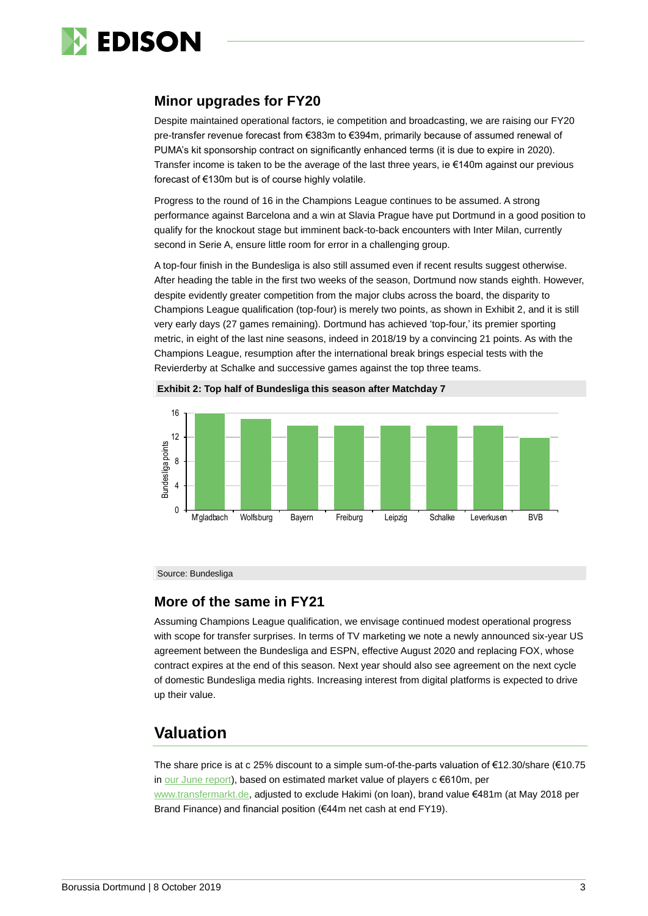## Minor upgrades for FY20

Despite maintained operational factors, ie competition and broadcasting, we are raising our FY20 pre-transfer revenue forecast from €383m to €394m, primarily because of assumed renewal of PUMA's kit sponsorship contract on significantly enhanced terms (it is due to expire in 2020). Transfer income is taken to be the average of the last three years, ie €140m against our previous forecast of €130m but is of course highly volatile.

Progress to the round of 16 in the Champions League continues to be assumed. A strong performance against Barcelona and a win at Slavia Prague have put Dortmund in a good position to qualify for the knockout stage but imminent back-to-back encounters with Inter Milan, currently second in Serie A, ensure little room for error in a challenging group.

A top-four finish in the Bundesliga is also still assumed even if recent results suggest otherwise. After heading the table in the first two weeks of the season, Dortmund now stands eighth. However, despite evidently greater competition from the major clubs across the board, the disparity to Champions League qualification (top-four) is merely two points, as shown in Exhibit 2, and it is still very early days (27 games remaining). Dortmund has achieved 'top-four,' its premier sporting metric, in eight of the last nine seasons, indeed in 2018/19 by a convincing 21 points. As with the Champions League, resumption after the international break brings especial tests with the Revierderby at Schalke and successive games against the top three teams.

**Exhibit 2: Top half of Bundesliga this season after Matchday 7**

| Club | Bundesliga points |
|---|---|
| M'gladbach | 16 |
| Wolfsburg | 15 |
| Bayern | 14 |
| Freiburg | 14 |
| Leipzig | 14 |
| Schalke | 14 |
| Leverkusen | 14 |
| BVB | 12 |

Source: Bundesliga

## More of the same in FY21

Assuming Champions League qualification, we envisage continued modest operational progress with scope for transfer surprises. In terms of TV marketing we note a newly announced six-year US agreement between the Bundesliga and ESPN, effective August 2020 and replacing FOX, whose contract expires at the end of this season. Next year should also see agreement on the next cycle of domestic Bundesliga media rights. Increasing interest from digital platforms is expected to drive up their value.

# Valuation

The share price is at c 25% discount to a simple sum-of-the-parts valuation of €12.30/share (€10.75 in our June report), based on estimated market value of players c €610m, per www.transfermarkt.de, adjusted to exclude Hakimi (on loan), brand value €481m (at May 2018 per Brand Finance) and financial position (€44m net cash at end FY19).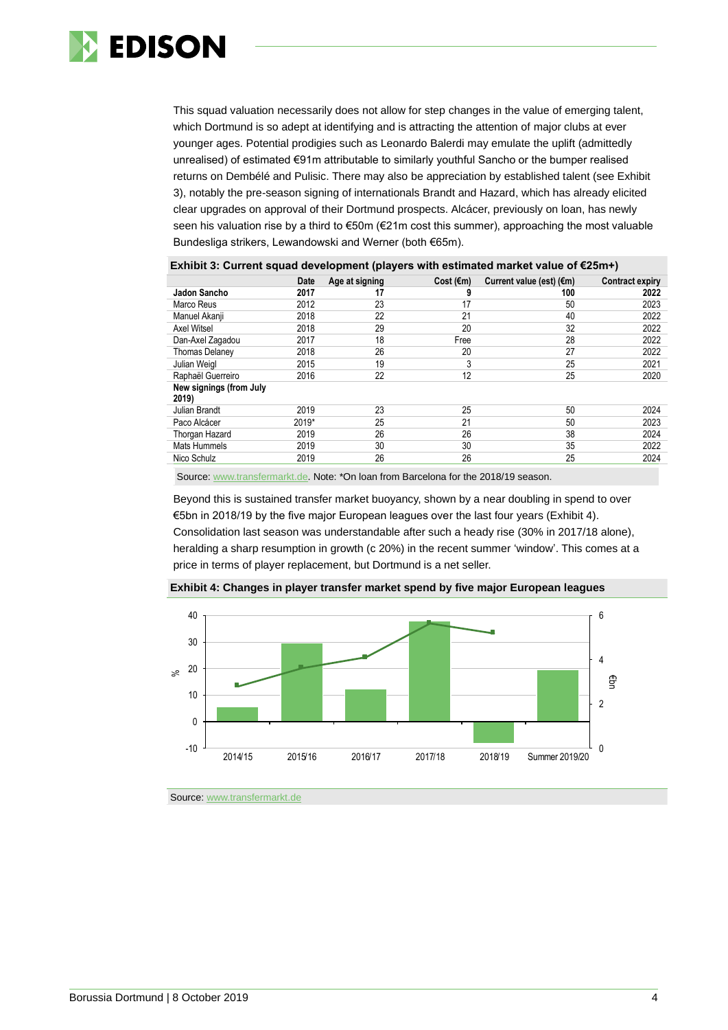This squad valuation necessarily does not allow for step changes in the value of emerging talent, which Dortmund is so adept at identifying and is attracting the attention of major clubs at ever younger ages. Potential prodigies such as Leonardo Balerdi may emulate the uplift (admittedly unrealised) of estimated €91m attributable to similarly youthful Sancho or the bumper realised returns on Dembélé and Pulisic. There may also be appreciation by established talent (see Exhibit 3), notably the pre-season signing of internationals Brandt and Hazard, which has already elicited clear upgrades on approval of their Dortmund prospects. Alcácer, previously on loan, has newly seen his valuation rise by a third to €50m (€21m cost this summer), approaching the most valuable Bundesliga strikers, Lewandowski and Werner (both €65m).

**Exhibit 3: Current squad development (players with estimated market value of €25m+)**

| | Date | Age at signing | Cost (€m) | Current value (est) (€m) | Contract expiry |
|---|---|---|---|---|---|
| **Jadon Sancho** | **2017** | **17** | **9** | **100** | **2022** |
| Marco Reus | 2012 | 23 | 17 | 50 | 2023 |
| Manuel Akanji | 2018 | 22 | 21 | 40 | 2022 |
| Axel Witsel | 2018 | 29 | 20 | 32 | 2022 |
| Dan-Axel Zagadou | 2017 | 18 | Free | 28 | 2022 |
| Thomas Delaney | 2018 | 26 | 20 | 27 | 2022 |
| Julian Weigl | 2015 | 19 | 3 | 25 | 2021 |
| Raphaël Guerreiro | 2016 | 22 | 12 | 25 | 2020 |
| **New signings (from July 2019)** | | | | | |
| Julian Brandt | 2019 | 23 | 25 | 50 | 2024 |
| Paco Alcácer | 2019* | 25 | 21 | 50 | 2023 |
| Thorgan Hazard | 2019 | 26 | 26 | 38 | 2024 |
| Mats Hummels | 2019 | 30 | 30 | 35 | 2022 |
| Nico Schulz | 2019 | 26 | 26 | 25 | 2024 |

Source: www.transfermarkt.de. Note: *On loan from Barcelona for the 2018/19 season.

Beyond this is sustained transfer market buoyancy, shown by a near doubling in spend to over €5bn in 2018/19 by the five major European leagues over the last four years (Exhibit 4). Consolidation last season was understandable after such a heady rise (30% in 2017/18 alone), heralding a sharp resumption in growth (c 20%) in the recent summer 'window'. This comes at a price in terms of player replacement, but Dortmund is a net seller.

**Exhibit 4: Changes in player transfer market spend by five major European leagues**

Source: www.transfermarkt.de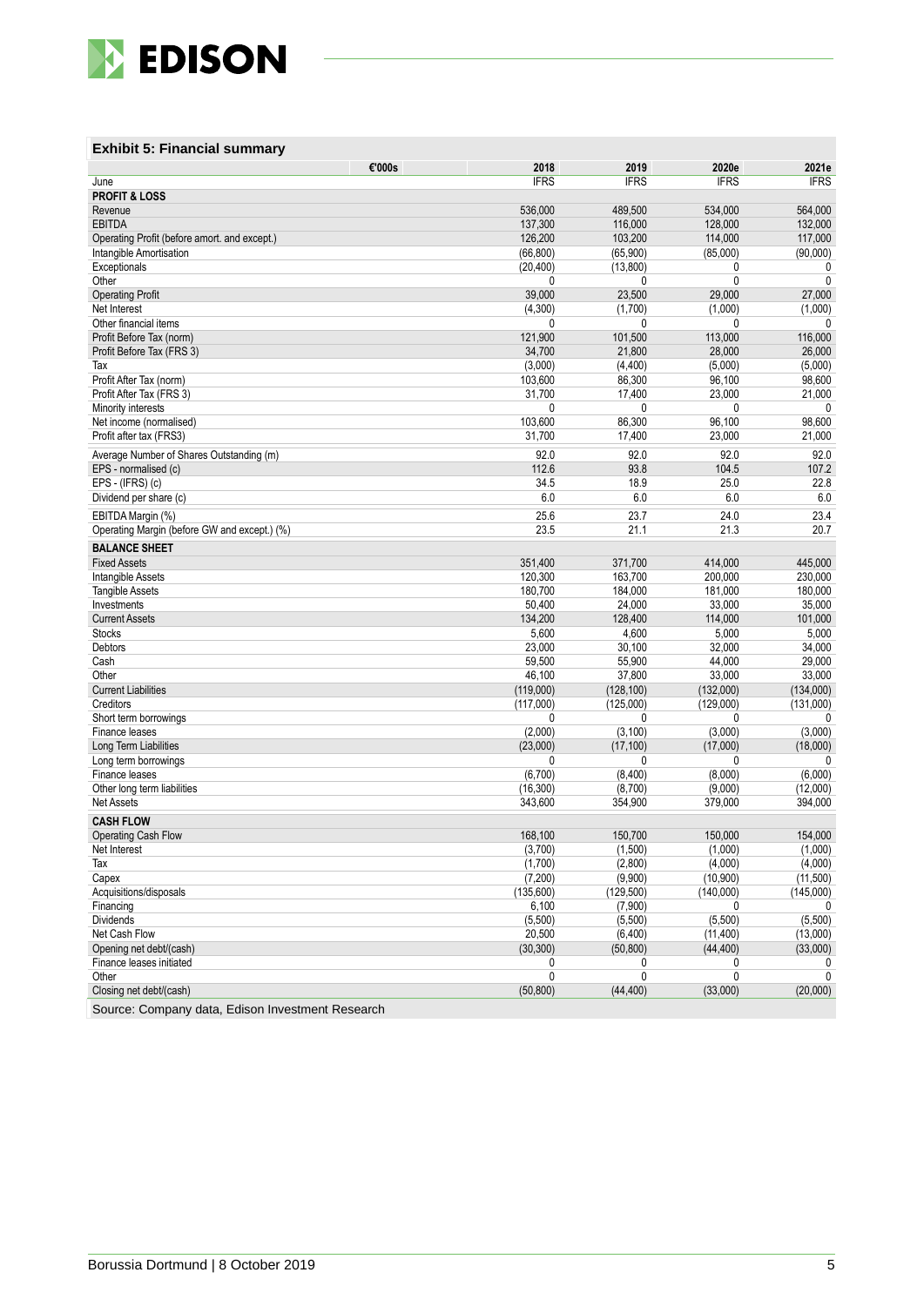**Exhibit 5: Financial summary**

| €'000s | 2018 | 2019 | 2020e | 2021e |
|---|---|---|---|---|
| June | IFRS | IFRS | IFRS | IFRS |
| **PROFIT & LOSS** | | | | |
| Revenue | 536,000 | 489,500 | 534,000 | 564,000 |
| EBITDA | 137,300 | 116,000 | 128,000 | 132,000 |
| Operating Profit (before amort. and except.) | 126,200 | 103,200 | 114,000 | 117,000 |
| Intangible Amortisation | (66,800) | (65,900) | (85,000) | (90,000) |
| Exceptionals | (20,400) | (13,800) | 0 | 0 |
| Other | 0 | 0 | 0 | 0 |
| Operating Profit | 39,000 | 23,500 | 29,000 | 27,000 |
| Net Interest | (4,300) | (1,700) | (1,000) | (1,000) |
| Other financial items | 0 | 0 | 0 | 0 |
| Profit Before Tax (norm) | 121,900 | 101,500 | 113,000 | 116,000 |
| Profit Before Tax (FRS 3) | 34,700 | 21,800 | 28,000 | 26,000 |
| Tax | (3,000) | (4,400) | (5,000) | (5,000) |
| Profit After Tax (norm) | 103,600 | 86,300 | 96,100 | 98,600 |
| Profit After Tax (FRS 3) | 31,700 | 17,400 | 23,000 | 21,000 |
| Minority interests | 0 | 0 | 0 | 0 |
| Net income (normalised) | 103,600 | 86,300 | 96,100 | 98,600 |
| Profit after tax (FRS3) | 31,700 | 17,400 | 23,000 | 21,000 |
| Average Number of Shares Outstanding (m) | 92.0 | 92.0 | 92.0 | 92.0 |
| EPS - normalised (c) | 112.6 | 93.8 | 104.5 | 107.2 |
| EPS - (IFRS) (c) | 34.5 | 18.9 | 25.0 | 22.8 |
| Dividend per share (c) | 6.0 | 6.0 | 6.0 | 6.0 |
| EBITDA Margin (%) | 25.6 | 23.7 | 24.0 | 23.4 |
| Operating Margin (before GW and except.) (%) | 23.5 | 21.1 | 21.3 | 20.7 |
| **BALANCE SHEET** | | | | |
| Fixed Assets | 351,400 | 371,700 | 414,000 | 445,000 |
| Intangible Assets | 120,300 | 163,700 | 200,000 | 230,000 |
| Tangible Assets | 180,700 | 184,000 | 181,000 | 180,000 |
| Investments | 50,400 | 24,000 | 33,000 | 35,000 |
| Current Assets | 134,200 | 128,400 | 114,000 | 101,000 |
| Stocks | 5,600 | 4,600 | 5,000 | 5,000 |
| Debtors | 23,000 | 30,100 | 32,000 | 34,000 |
| Cash | 59,500 | 55,900 | 44,000 | 29,000 |
| Other | 46,100 | 37,800 | 33,000 | 33,000 |
| Current Liabilities | (119,000) | (128,100) | (132,000) | (134,000) |
| Creditors | (117,000) | (125,000) | (129,000) | (131,000) |
| Short term borrowings | 0 | 0 | 0 | 0 |
| Finance leases | (2,000) | (3,100) | (3,000) | (3,000) |
| Long Term Liabilities | (23,000) | (17,100) | (17,000) | (18,000) |
| Long term borrowings | 0 | 0 | 0 | 0 |
| Finance leases | (6,700) | (8,400) | (8,000) | (6,000) |
| Other long term liabilities | (16,300) | (8,700) | (9,000) | (12,000) |
| Net Assets | 343,600 | 354,900 | 379,000 | 394,000 |
| **CASH FLOW** | | | | |
| Operating Cash Flow | 168,100 | 150,700 | 150,000 | 154,000 |
| Net Interest | (3,700) | (1,500) | (1,000) | (1,000) |
| Tax | (1,700) | (2,800) | (4,000) | (4,000) |
| Capex | (7,200) | (9,900) | (10,900) | (11,500) |
| Acquisitions/disposals | (135,600) | (129,500) | (140,000) | (145,000) |
| Financing | 6,100 | (7,900) | 0 | 0 |
| Dividends | (5,500) | (5,500) | (5,500) | (5,500) |
| Net Cash Flow | 20,500 | (6,400) | (11,400) | (13,000) |
| Opening net debt/(cash) | (30,300) | (50,800) | (44,400) | (33,000) |
| Finance leases initiated | 0 | 0 | 0 | 0 |
| Other | 0 | 0 | 0 | 0 |
| Closing net debt/(cash) | (50,800) | (44,400) | (33,000) | (20,000) |

Source: Company data, Edison Investment Research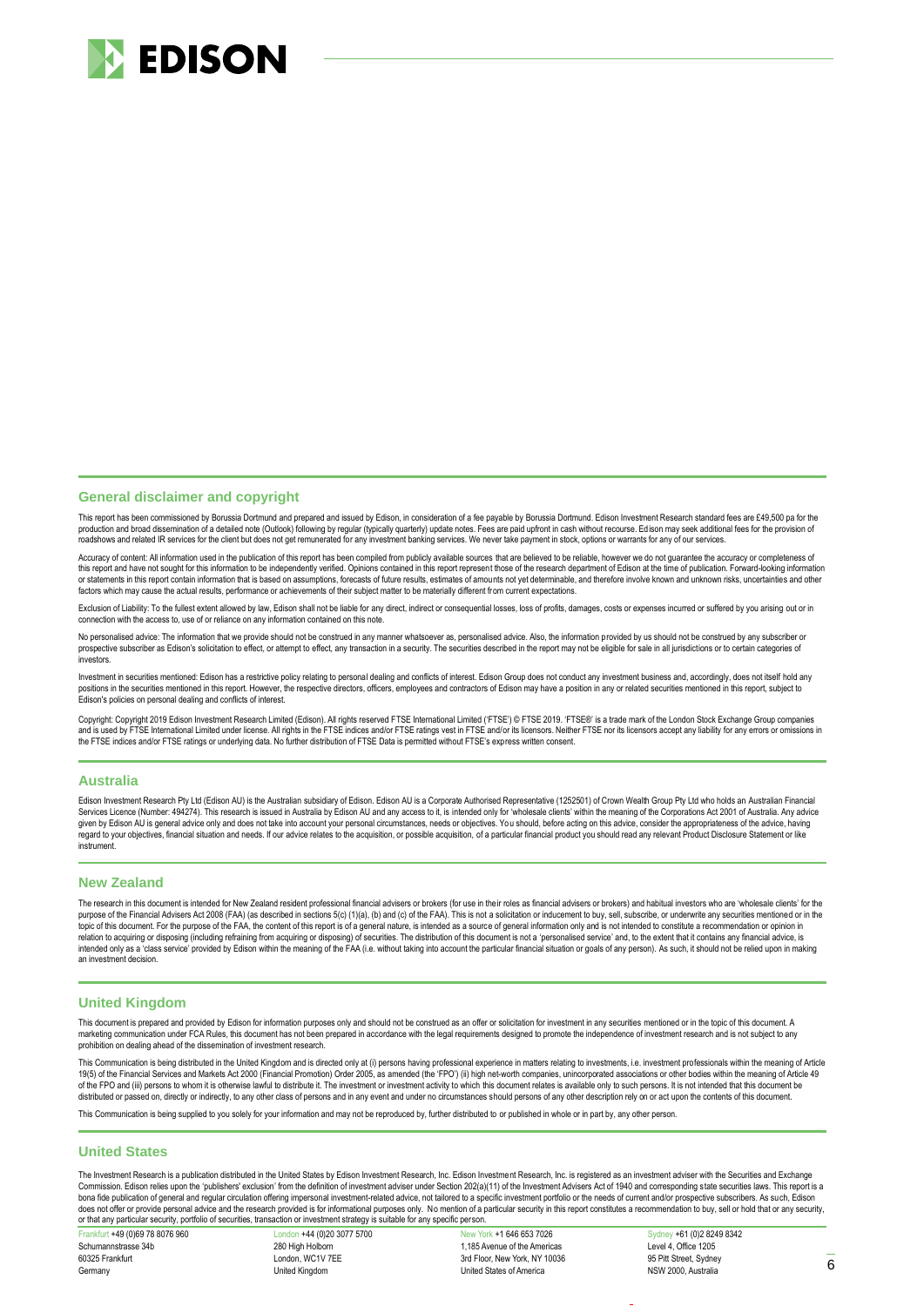## General disclaimer and copyright

This report has been commissioned by Borussia Dortmund and prepared and issued by Edison, in consideration of a fee payable by Borussia Dortmund. Edison Investment Research standard fees are £49,500 pa for the production and broad dissemination of a detailed note (Outlook) following by regular (typically quarterly) update notes. Fees are paid upfront in cash without recourse. Edison may seek additional fees for the provision of roadshows and related IR services for the client but does not get remunerated for any investment banking services. We never take payment in stock, options or warrants for any of our services.

Accuracy of content: All information used in the publication of this report has been compiled from publicly available sources that are believed to be reliable, however we do not guarantee the accuracy or completeness of this report and have not sought for this information to be independently verified. Opinions contained in this report represent those of the research department of Edison at the time of publication. Forward-looking information or statements in this report contain information that is based on assumptions, forecasts of future results, estimates of amounts not yet determinable, and therefore involve known and unknown risks, uncertainties and other factors which may cause the actual results, performance or achievements of their subject matter to be materially different from current expectations.

Exclusion of Liability: To the fullest extent allowed by law, Edison shall not be liable for any direct, indirect or consequential losses, loss of profits, damages, costs or expenses incurred or suffered by you arising out or in connection with the access to, use of or reliance on any information contained on this note.

No personalised advice: The information that we provide should not be construed in any manner whatsoever as, personalised advice. Also, the information provided by us should not be construed by any subscriber or prospective subscriber as Edison's solicitation to effect, or attempt to effect, any transaction in a security. The securities described in the report may not be eligible for sale in all jurisdictions or to certain categories of investors.

Investment in securities mentioned: Edison has a restrictive policy relating to personal dealing and conflicts of interest. Edison Group does not conduct any investment business and, accordingly, does not itself hold any positions in the securities mentioned in this report. However, the respective directors, officers, employees and contractors of Edison may have a position in any or related securities mentioned in this report, subject to Edison's policies on personal dealing and conflicts of interest.

Copyright: Copyright 2019 Edison Investment Research Limited (Edison). All rights reserved FTSE International Limited ('FTSE') © FTSE 2019. 'FTSE®' is a trade mark of the London Stock Exchange Group companies and is used by FTSE International Limited under license. All rights in the FTSE indices and/or FTSE ratings vest in FTSE and/or its licensors. Neither FTSE nor its licensors accept any liability for any errors or omissions in the FTSE indices and/or FTSE ratings or underlying data. No further distribution of FTSE Data is permitted without FTSE's express written consent.

## Australia

Edison Investment Research Pty Ltd (Edison AU) is the Australian subsidiary of Edison. Edison AU is a Corporate Authorised Representative (1252501) of Crown Wealth Group Pty Ltd who holds an Australian Financial Services Licence (Number: 494274). This research is issued in Australia by Edison AU and any access to it, is intended only for 'wholesale clients' within the meaning of the Corporations Act 2001 of Australia. Any advice given by Edison AU is general advice only and does not take into account your personal circumstances, needs or objectives. You should, before acting on this advice, consider the appropriateness of the advice, having regard to your objectives, financial situation and needs. If our advice relates to the acquisition, or possible acquisition, of a particular financial product you should read any relevant Product Disclosure Statement or like instrument.

## New Zealand

The research in this document is intended for New Zealand resident professional financial advisers or brokers (for use in their roles as financial advisers or brokers) and habitual investors who are 'wholesale clients' for the purpose of the Financial Advisers Act 2008 (FAA) (as described in sections 5(c) (1)(a), (b) and (c) of the FAA). This is not a solicitation or inducement to buy, sell, subscribe, or underwrite any securities mentioned or in the topic of this document. For the purpose of the FAA, the content of this report is of a general nature, is intended as a source of general information only and is not intended to constitute a recommendation or opinion in relation to acquiring or disposing (including refraining from acquiring or disposing) of securities. The distribution of this document is not a 'personalised service' and, to the extent that it contains any financial advice, is intended only as a 'class service' provided by Edison within the meaning of the FAA (i.e. without taking into account the particular financial situation or goals of any person). As such, it should not be relied upon in making an investment decision.

## United Kingdom

This document is prepared and provided by Edison for information purposes only and should not be construed as an offer or solicitation for investment in any securities mentioned or in the topic of this document. A marketing communication under FCA Rules, this document has not been prepared in accordance with the legal requirements designed to promote the independence of investment research and is not subject to any prohibition on dealing ahead of the dissemination of investment research.

This Communication is being distributed in the United Kingdom and is directed only at (i) persons having professional experience in matters relating to investments, i.e. investment professionals within the meaning of Article 19(5) of the Financial Services and Markets Act 2000 (Financial Promotion) Order 2005, as amended (the 'FPO') (ii) high net-worth companies, unincorporated associations or other bodies within the meaning of Article 49 of the FPO and (iii) persons to whom it is otherwise lawful to distribute it. The investment or investment activity to which this document relates is available only to such persons. It is not intended that this document be distributed or passed on, directly or indirectly, to any other class of persons and in any event and under no circumstances should persons of any other description rely on or act upon the contents of this document.

This Communication is being supplied to you solely for your information and may not be reproduced by, further distributed to or published in whole or in part by, any other person.

## United States

The Investment Research is a publication distributed in the United States by Edison Investment Research, Inc. Edison Investment Research, Inc. is registered as an investment adviser with the Securities and Exchange Commission. Edison relies upon the 'publishers' exclusion' from the definition of investment adviser under Section 202(a)(11) of the Investment Advisers Act of 1940 and corresponding state securities laws. This report is a bona fide publication of general and regular circulation offering impersonal investment-related advice, not tailored to a specific investment portfolio or the needs of current and/or prospective subscribers. As such, Edison does not offer or provide personal advice and the research provided is for informational purposes only. No mention of a particular security in this report constitutes a recommendation to buy, sell or hold that or any security, or that any particular security, portfolio of securities, transaction or investment strategy is suitable for any specific person.

Frankfurt +49 (0)69 78 8076 960
Schumannstrasse 34b
60325 Frankfurt
Germany

London +44 (0)20 3077 5700
280 High Holborn
London, WC1V 7EE
United Kingdom

New York +1 646 653 7026
1,185 Avenue of the Americas
3rd Floor, New York, NY 10036
United States of America

Sydney +61 (0)2 8249 8342
Level 4, Office 1205
95 Pitt Street, Sydney
NSW 2000, Australia